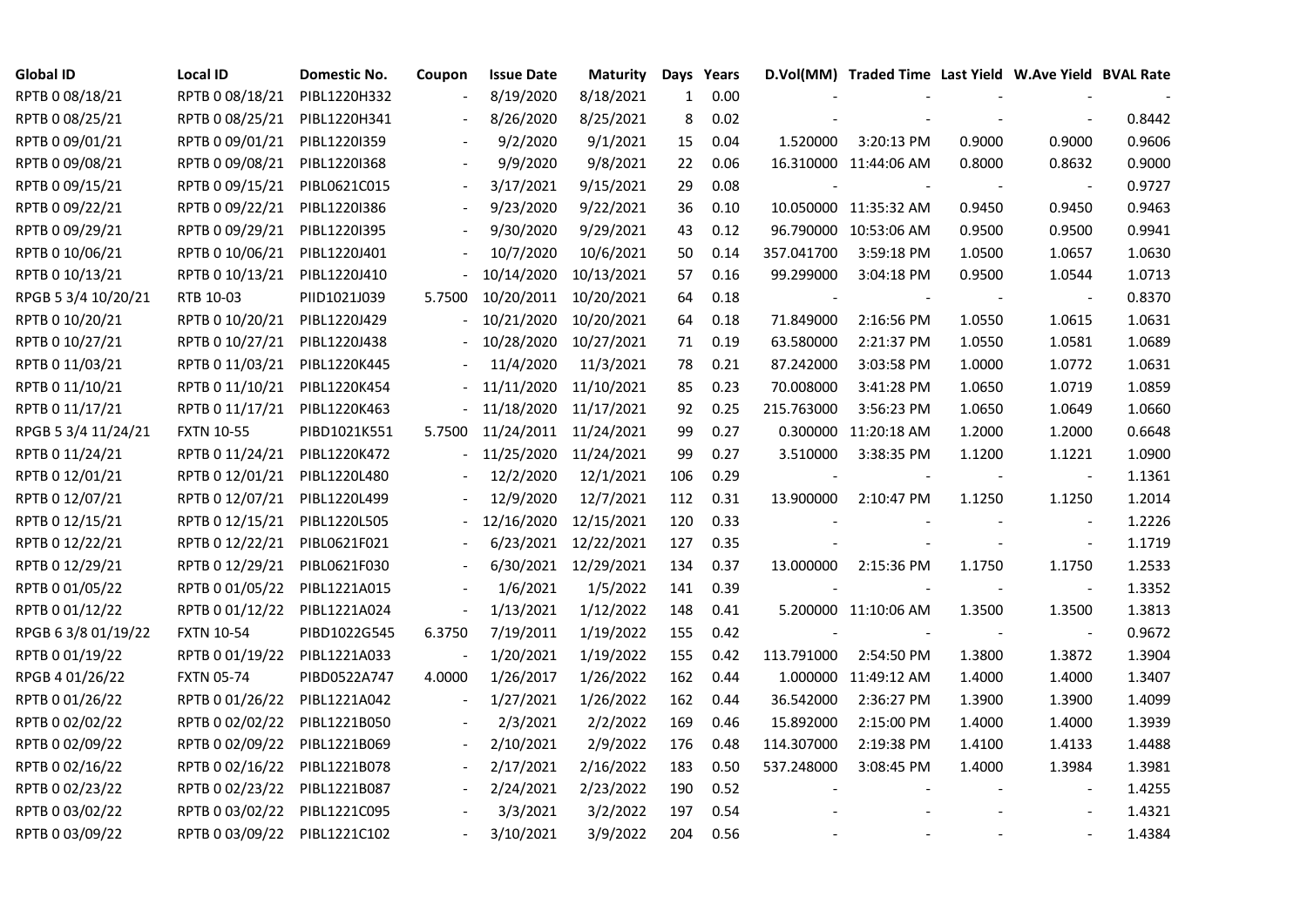| Global ID | Local ID | Domestic No. | Coupon | Issue Date | Maturity | Days | Years | D.Vol(MM) | Traded Time | Last Yield | W.Ave Yield | BVAL Rate |
|---|---|---|---|---|---|---|---|---|---|---|---|---|
| RPTB 0 08/18/21 | RPTB 0 08/18/21 | PIBL1220H332 | - | 8/19/2020 | 8/18/2021 | 1 | 0.00 | - | - | - | - | - |
| RPTB 0 08/25/21 | RPTB 0 08/25/21 | PIBL1220H341 | - | 8/26/2020 | 8/25/2021 | 8 | 0.02 | - | - | - | - | 0.8442 |
| RPTB 0 09/01/21 | RPTB 0 09/01/21 | PIBL1220I359 | - | 9/2/2020 | 9/1/2021 | 15 | 0.04 | 1.520000 | 3:20:13 PM | 0.9000 | 0.9000 | 0.9606 |
| RPTB 0 09/08/21 | RPTB 0 09/08/21 | PIBL1220I368 | - | 9/9/2020 | 9/8/2021 | 22 | 0.06 | 16.310000 | 11:44:06 AM | 0.8000 | 0.8632 | 0.9000 |
| RPTB 0 09/15/21 | RPTB 0 09/15/21 | PIBL0621C015 | - | 3/17/2021 | 9/15/2021 | 29 | 0.08 | - | - | - | - | 0.9727 |
| RPTB 0 09/22/21 | RPTB 0 09/22/21 | PIBL1220I386 | - | 9/23/2020 | 9/22/2021 | 36 | 0.10 | 10.050000 | 11:35:32 AM | 0.9450 | 0.9450 | 0.9463 |
| RPTB 0 09/29/21 | RPTB 0 09/29/21 | PIBL1220I395 | - | 9/30/2020 | 9/29/2021 | 43 | 0.12 | 96.790000 | 10:53:06 AM | 0.9500 | 0.9500 | 0.9941 |
| RPTB 0 10/06/21 | RPTB 0 10/06/21 | PIBL1220J401 | - | 10/7/2020 | 10/6/2021 | 50 | 0.14 | 357.041700 | 3:59:18 PM | 1.0500 | 1.0657 | 1.0630 |
| RPTB 0 10/13/21 | RPTB 0 10/13/21 | PIBL1220J410 | - | 10/14/2020 | 10/13/2021 | 57 | 0.16 | 99.299000 | 3:04:18 PM | 0.9500 | 1.0544 | 1.0713 |
| RPGB 5 3/4 10/20/21 | RTB 10-03 | PIID1021J039 | 5.7500 | 10/20/2011 | 10/20/2021 | 64 | 0.18 | - | - | - | - | 0.8370 |
| RPTB 0 10/20/21 | RPTB 0 10/20/21 | PIBL1220J429 | - | 10/21/2020 | 10/20/2021 | 64 | 0.18 | 71.849000 | 2:16:56 PM | 1.0550 | 1.0615 | 1.0631 |
| RPTB 0 10/27/21 | RPTB 0 10/27/21 | PIBL1220J438 | - | 10/28/2020 | 10/27/2021 | 71 | 0.19 | 63.580000 | 2:21:37 PM | 1.0550 | 1.0581 | 1.0689 |
| RPTB 0 11/03/21 | RPTB 0 11/03/21 | PIBL1220K445 | - | 11/4/2020 | 11/3/2021 | 78 | 0.21 | 87.242000 | 3:03:58 PM | 1.0000 | 1.0772 | 1.0631 |
| RPTB 0 11/10/21 | RPTB 0 11/10/21 | PIBL1220K454 | - | 11/11/2020 | 11/10/2021 | 85 | 0.23 | 70.008000 | 3:41:28 PM | 1.0650 | 1.0719 | 1.0859 |
| RPTB 0 11/17/21 | RPTB 0 11/17/21 | PIBL1220K463 | - | 11/18/2020 | 11/17/2021 | 92 | 0.25 | 215.763000 | 3:56:23 PM | 1.0650 | 1.0649 | 1.0660 |
| RPGB 5 3/4 11/24/21 | FXTN 10-55 | PIBD1021K551 | 5.7500 | 11/24/2011 | 11/24/2021 | 99 | 0.27 | 0.300000 | 11:20:18 AM | 1.2000 | 1.2000 | 0.6648 |
| RPTB 0 11/24/21 | RPTB 0 11/24/21 | PIBL1220K472 | - | 11/25/2020 | 11/24/2021 | 99 | 0.27 | 3.510000 | 3:38:35 PM | 1.1200 | 1.1221 | 1.0900 |
| RPTB 0 12/01/21 | RPTB 0 12/01/21 | PIBL1220L480 | - | 12/2/2020 | 12/1/2021 | 106 | 0.29 | - | - | - | - | 1.1361 |
| RPTB 0 12/07/21 | RPTB 0 12/07/21 | PIBL1220L499 | - | 12/9/2020 | 12/7/2021 | 112 | 0.31 | 13.900000 | 2:10:47 PM | 1.1250 | 1.1250 | 1.2014 |
| RPTB 0 12/15/21 | RPTB 0 12/15/21 | PIBL1220L505 | - | 12/16/2020 | 12/15/2021 | 120 | 0.33 | - | - | - | - | 1.2226 |
| RPTB 0 12/22/21 | RPTB 0 12/22/21 | PIBL0621F021 | - | 6/23/2021 | 12/22/2021 | 127 | 0.35 | - | - | - | - | 1.1719 |
| RPTB 0 12/29/21 | RPTB 0 12/29/21 | PIBL0621F030 | - | 6/30/2021 | 12/29/2021 | 134 | 0.37 | 13.000000 | 2:15:36 PM | 1.1750 | 1.1750 | 1.2533 |
| RPTB 0 01/05/22 | RPTB 0 01/05/22 | PIBL1221A015 | - | 1/6/2021 | 1/5/2022 | 141 | 0.39 | - | - | - | - | 1.3352 |
| RPTB 0 01/12/22 | RPTB 0 01/12/22 | PIBL1221A024 | - | 1/13/2021 | 1/12/2022 | 148 | 0.41 | 5.200000 | 11:10:06 AM | 1.3500 | 1.3500 | 1.3813 |
| RPGB 6 3/8 01/19/22 | FXTN 10-54 | PIBD1022G545 | 6.3750 | 7/19/2011 | 1/19/2022 | 155 | 0.42 | - | - | - | - | 0.9672 |
| RPTB 0 01/19/22 | RPTB 0 01/19/22 | PIBL1221A033 | - | 1/20/2021 | 1/19/2022 | 155 | 0.42 | 113.791000 | 2:54:50 PM | 1.3800 | 1.3872 | 1.3904 |
| RPGB 4 01/26/22 | FXTN 05-74 | PIBD0522A747 | 4.0000 | 1/26/2017 | 1/26/2022 | 162 | 0.44 | 1.000000 | 11:49:12 AM | 1.4000 | 1.4000 | 1.3407 |
| RPTB 0 01/26/22 | RPTB 0 01/26/22 | PIBL1221A042 | - | 1/27/2021 | 1/26/2022 | 162 | 0.44 | 36.542000 | 2:36:27 PM | 1.3900 | 1.3900 | 1.4099 |
| RPTB 0 02/02/22 | RPTB 0 02/02/22 | PIBL1221B050 | - | 2/3/2021 | 2/2/2022 | 169 | 0.46 | 15.892000 | 2:15:00 PM | 1.4000 | 1.4000 | 1.3939 |
| RPTB 0 02/09/22 | RPTB 0 02/09/22 | PIBL1221B069 | - | 2/10/2021 | 2/9/2022 | 176 | 0.48 | 114.307000 | 2:19:38 PM | 1.4100 | 1.4133 | 1.4488 |
| RPTB 0 02/16/22 | RPTB 0 02/16/22 | PIBL1221B078 | - | 2/17/2021 | 2/16/2022 | 183 | 0.50 | 537.248000 | 3:08:45 PM | 1.4000 | 1.3984 | 1.3981 |
| RPTB 0 02/23/22 | RPTB 0 02/23/22 | PIBL1221B087 | - | 2/24/2021 | 2/23/2022 | 190 | 0.52 | - | - | - | - | 1.4255 |
| RPTB 0 03/02/22 | RPTB 0 03/02/22 | PIBL1221C095 | - | 3/3/2021 | 3/2/2022 | 197 | 0.54 | - | - | - | - | 1.4321 |
| RPTB 0 03/09/22 | RPTB 0 03/09/22 | PIBL1221C102 | - | 3/10/2021 | 3/9/2022 | 204 | 0.56 | - | - | - | - | 1.4384 |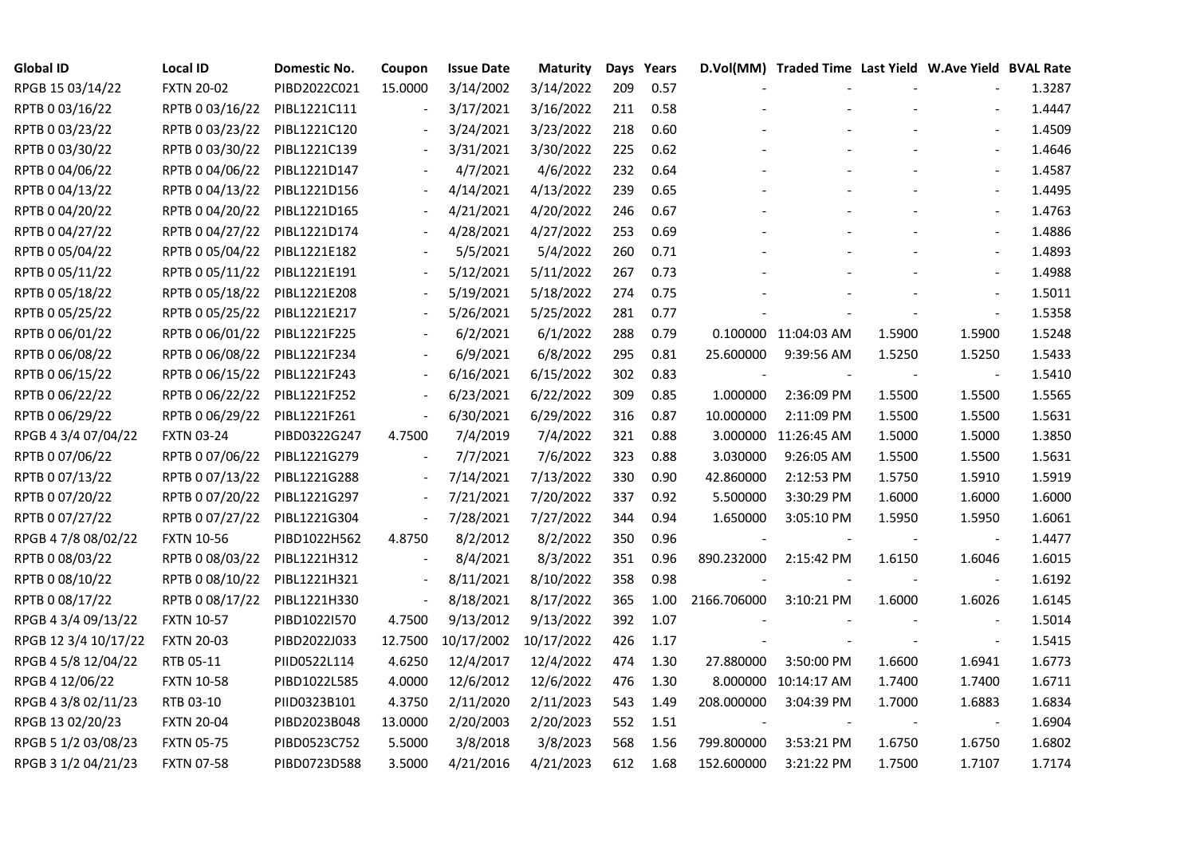| Global ID | Local ID | Domestic No. | Coupon | Issue Date | Maturity | Days | Years | D.Vol(MM) | Traded Time | Last Yield | W.Ave Yield | BVAL Rate |
|---|---|---|---|---|---|---|---|---|---|---|---|---|
| RPGB 15 03/14/22 | FXTN 20-02 | PIBD2022C021 | 15.0000 | 3/14/2002 | 3/14/2022 | 209 | 0.57 | - | - | - | - | 1.3287 |
| RPTB 0 03/16/22 | RPTB 0 03/16/22 | PIBL1221C111 | - | 3/17/2021 | 3/16/2022 | 211 | 0.58 | - | - | - | - | 1.4447 |
| RPTB 0 03/23/22 | RPTB 0 03/23/22 | PIBL1221C120 | - | 3/24/2021 | 3/23/2022 | 218 | 0.60 | - | - | - | - | 1.4509 |
| RPTB 0 03/30/22 | RPTB 0 03/30/22 | PIBL1221C139 | - | 3/31/2021 | 3/30/2022 | 225 | 0.62 | - | - | - | - | 1.4646 |
| RPTB 0 04/06/22 | RPTB 0 04/06/22 | PIBL1221D147 | - | 4/7/2021 | 4/6/2022 | 232 | 0.64 | - | - | - | - | 1.4587 |
| RPTB 0 04/13/22 | RPTB 0 04/13/22 | PIBL1221D156 | - | 4/14/2021 | 4/13/2022 | 239 | 0.65 | - | - | - | - | 1.4495 |
| RPTB 0 04/20/22 | RPTB 0 04/20/22 | PIBL1221D165 | - | 4/21/2021 | 4/20/2022 | 246 | 0.67 | - | - | - | - | 1.4763 |
| RPTB 0 04/27/22 | RPTB 0 04/27/22 | PIBL1221D174 | - | 4/28/2021 | 4/27/2022 | 253 | 0.69 | - | - | - | - | 1.4886 |
| RPTB 0 05/04/22 | RPTB 0 05/04/22 | PIBL1221E182 | - | 5/5/2021 | 5/4/2022 | 260 | 0.71 | - | - | - | - | 1.4893 |
| RPTB 0 05/11/22 | RPTB 0 05/11/22 | PIBL1221E191 | - | 5/12/2021 | 5/11/2022 | 267 | 0.73 | - | - | - | - | 1.4988 |
| RPTB 0 05/18/22 | RPTB 0 05/18/22 | PIBL1221E208 | - | 5/19/2021 | 5/18/2022 | 274 | 0.75 | - | - | - | - | 1.5011 |
| RPTB 0 05/25/22 | RPTB 0 05/25/22 | PIBL1221E217 | - | 5/26/2021 | 5/25/2022 | 281 | 0.77 | - | - | - | - | 1.5358 |
| RPTB 0 06/01/22 | RPTB 0 06/01/22 | PIBL1221F225 | - | 6/2/2021 | 6/1/2022 | 288 | 0.79 | 0.100000 | 11:04:03 AM | 1.5900 | 1.5900 | 1.5248 |
| RPTB 0 06/08/22 | RPTB 0 06/08/22 | PIBL1221F234 | - | 6/9/2021 | 6/8/2022 | 295 | 0.81 | 25.600000 | 9:39:56 AM | 1.5250 | 1.5250 | 1.5433 |
| RPTB 0 06/15/22 | RPTB 0 06/15/22 | PIBL1221F243 | - | 6/16/2021 | 6/15/2022 | 302 | 0.83 | - | - | - | - | 1.5410 |
| RPTB 0 06/22/22 | RPTB 0 06/22/22 | PIBL1221F252 | - | 6/23/2021 | 6/22/2022 | 309 | 0.85 | 1.000000 | 2:36:09 PM | 1.5500 | 1.5500 | 1.5565 |
| RPTB 0 06/29/22 | RPTB 0 06/29/22 | PIBL1221F261 | - | 6/30/2021 | 6/29/2022 | 316 | 0.87 | 10.000000 | 2:11:09 PM | 1.5500 | 1.5500 | 1.5631 |
| RPGB 4 3/4 07/04/22 | FXTN 03-24 | PIBD0322G247 | 4.7500 | 7/4/2019 | 7/4/2022 | 321 | 0.88 | 3.000000 | 11:26:45 AM | 1.5000 | 1.5000 | 1.3850 |
| RPTB 0 07/06/22 | RPTB 0 07/06/22 | PIBL1221G279 | - | 7/7/2021 | 7/6/2022 | 323 | 0.88 | 3.030000 | 9:26:05 AM | 1.5500 | 1.5500 | 1.5631 |
| RPTB 0 07/13/22 | RPTB 0 07/13/22 | PIBL1221G288 | - | 7/14/2021 | 7/13/2022 | 330 | 0.90 | 42.860000 | 2:12:53 PM | 1.5750 | 1.5910 | 1.5919 |
| RPTB 0 07/20/22 | RPTB 0 07/20/22 | PIBL1221G297 | - | 7/21/2021 | 7/20/2022 | 337 | 0.92 | 5.500000 | 3:30:29 PM | 1.6000 | 1.6000 | 1.6000 |
| RPTB 0 07/27/22 | RPTB 0 07/27/22 | PIBL1221G304 | - | 7/28/2021 | 7/27/2022 | 344 | 0.94 | 1.650000 | 3:05:10 PM | 1.5950 | 1.5950 | 1.6061 |
| RPGB 4 7/8 08/02/22 | FXTN 10-56 | PIBD1022H562 | 4.8750 | 8/2/2012 | 8/2/2022 | 350 | 0.96 | - | - | - | - | 1.4477 |
| RPTB 0 08/03/22 | RPTB 0 08/03/22 | PIBL1221H312 | - | 8/4/2021 | 8/3/2022 | 351 | 0.96 | 890.232000 | 2:15:42 PM | 1.6150 | 1.6046 | 1.6015 |
| RPTB 0 08/10/22 | RPTB 0 08/10/22 | PIBL1221H321 | - | 8/11/2021 | 8/10/2022 | 358 | 0.98 | - | - | - | - | 1.6192 |
| RPTB 0 08/17/22 | RPTB 0 08/17/22 | PIBL1221H330 | - | 8/18/2021 | 8/17/2022 | 365 | 1.00 | 2166.706000 | 3:10:21 PM | 1.6000 | 1.6026 | 1.6145 |
| RPGB 4 3/4 09/13/22 | FXTN 10-57 | PIBD1022I570 | 4.7500 | 9/13/2012 | 9/13/2022 | 392 | 1.07 | - | - | - | - | 1.5014 |
| RPGB 12 3/4 10/17/22 | FXTN 20-03 | PIBD2022J033 | 12.7500 | 10/17/2002 | 10/17/2022 | 426 | 1.17 | - | - | - | - | 1.5415 |
| RPGB 4 5/8 12/04/22 | RTB 05-11 | PIID0522L114 | 4.6250 | 12/4/2017 | 12/4/2022 | 474 | 1.30 | 27.880000 | 3:50:00 PM | 1.6600 | 1.6941 | 1.6773 |
| RPGB 4 12/06/22 | FXTN 10-58 | PIBD1022L585 | 4.0000 | 12/6/2012 | 12/6/2022 | 476 | 1.30 | 8.000000 | 10:14:17 AM | 1.7400 | 1.7400 | 1.6711 |
| RPGB 4 3/8 02/11/23 | RTB 03-10 | PIID0323B101 | 4.3750 | 2/11/2020 | 2/11/2023 | 543 | 1.49 | 208.000000 | 3:04:39 PM | 1.7000 | 1.6883 | 1.6834 |
| RPGB 13 02/20/23 | FXTN 20-04 | PIBD2023B048 | 13.0000 | 2/20/2003 | 2/20/2023 | 552 | 1.51 | - | - | - | - | 1.6904 |
| RPGB 5 1/2 03/08/23 | FXTN 05-75 | PIBD0523C752 | 5.5000 | 3/8/2018 | 3/8/2023 | 568 | 1.56 | 799.800000 | 3:53:21 PM | 1.6750 | 1.6750 | 1.6802 |
| RPGB 3 1/2 04/21/23 | FXTN 07-58 | PIBD0723D588 | 3.5000 | 4/21/2016 | 4/21/2023 | 612 | 1.68 | 152.600000 | 3:21:22 PM | 1.7500 | 1.7107 | 1.7174 |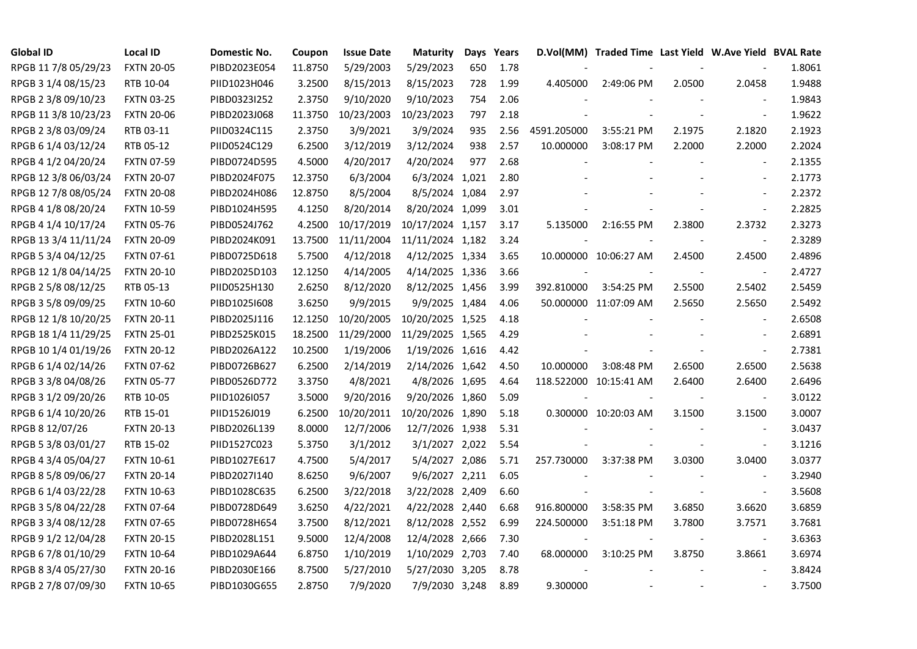| Global ID | Local ID | Domestic No. | Coupon | Issue Date | Maturity | Days | Years | D.Vol(MM) | Traded Time | Last Yield | W.Ave Yield | BVAL Rate |
|---|---|---|---|---|---|---|---|---|---|---|---|---|
| RPGB 11 7/8 05/29/23 | FXTN 20-05 | PIBD2023E054 | 11.8750 | 5/29/2003 | 5/29/2023 | 650 | 1.78 | - | - | - | - | 1.8061 |
| RPGB 3 1/4 08/15/23 | RTB 10-04 | PIID1023H046 | 3.2500 | 8/15/2013 | 8/15/2023 | 728 | 1.99 | 4.405000 | 2:49:06 PM | 2.0500 | 2.0458 | 1.9488 |
| RPGB 2 3/8 09/10/23 | FXTN 03-25 | PIBD0323I252 | 2.3750 | 9/10/2020 | 9/10/2023 | 754 | 2.06 | - | - | - | - | 1.9843 |
| RPGB 11 3/8 10/23/23 | FXTN 20-06 | PIBD2023J068 | 11.3750 | 10/23/2003 | 10/23/2023 | 797 | 2.18 | - | - | - | - | 1.9622 |
| RPGB 2 3/8 03/09/24 | RTB 03-11 | PIID0324C115 | 2.3750 | 3/9/2021 | 3/9/2024 | 935 | 2.56 | 4591.205000 | 3:55:21 PM | 2.1975 | 2.1820 | 2.1923 |
| RPGB 6 1/4 03/12/24 | RTB 05-12 | PIID0524C129 | 6.2500 | 3/12/2019 | 3/12/2024 | 938 | 2.57 | 10.000000 | 3:08:17 PM | 2.2000 | 2.2000 | 2.2024 |
| RPGB 4 1/2 04/20/24 | FXTN 07-59 | PIBD0724D595 | 4.5000 | 4/20/2017 | 4/20/2024 | 977 | 2.68 | - | - | - | - | 2.1355 |
| RPGB 12 3/8 06/03/24 | FXTN 20-07 | PIBD2024F075 | 12.3750 | 6/3/2004 | 6/3/2024 | 1,021 | 2.80 | - | - | - | - | 2.1773 |
| RPGB 12 7/8 08/05/24 | FXTN 20-08 | PIBD2024H086 | 12.8750 | 8/5/2004 | 8/5/2024 | 1,084 | 2.97 | - | - | - | - | 2.2372 |
| RPGB 4 1/8 08/20/24 | FXTN 10-59 | PIBD1024H595 | 4.1250 | 8/20/2014 | 8/20/2024 | 1,099 | 3.01 | - | - | - | - | 2.2825 |
| RPGB 4 1/4 10/17/24 | FXTN 05-76 | PIBD0524J762 | 4.2500 | 10/17/2019 | 10/17/2024 | 1,157 | 3.17 | 5.135000 | 2:16:55 PM | 2.3800 | 2.3732 | 2.3273 |
| RPGB 13 3/4 11/11/24 | FXTN 20-09 | PIBD2024K091 | 13.7500 | 11/11/2004 | 11/11/2024 | 1,182 | 3.24 | - | - | - | - | 2.3289 |
| RPGB 5 3/4 04/12/25 | FXTN 07-61 | PIBD0725D618 | 5.7500 | 4/12/2018 | 4/12/2025 | 1,334 | 3.65 | 10.000000 | 10:06:27 AM | 2.4500 | 2.4500 | 2.4896 |
| RPGB 12 1/8 04/14/25 | FXTN 20-10 | PIBD2025D103 | 12.1250 | 4/14/2005 | 4/14/2025 | 1,336 | 3.66 | - | - | - | - | 2.4727 |
| RPGB 2 5/8 08/12/25 | RTB 05-13 | PIID0525H130 | 2.6250 | 8/12/2020 | 8/12/2025 | 1,456 | 3.99 | 392.810000 | 3:54:25 PM | 2.5500 | 2.5402 | 2.5459 |
| RPGB 3 5/8 09/09/25 | FXTN 10-60 | PIBD1025I608 | 3.6250 | 9/9/2015 | 9/9/2025 | 1,484 | 4.06 | 50.000000 | 11:07:09 AM | 2.5650 | 2.5650 | 2.5492 |
| RPGB 12 1/8 10/20/25 | FXTN 20-11 | PIBD2025J116 | 12.1250 | 10/20/2005 | 10/20/2025 | 1,525 | 4.18 | - | - | - | - | 2.6508 |
| RPGB 18 1/4 11/29/25 | FXTN 25-01 | PIBD2525K015 | 18.2500 | 11/29/2000 | 11/29/2025 | 1,565 | 4.29 | - | - | - | - | 2.6891 |
| RPGB 10 1/4 01/19/26 | FXTN 20-12 | PIBD2026A122 | 10.2500 | 1/19/2006 | 1/19/2026 | 1,616 | 4.42 | - | - | - | - | 2.7381 |
| RPGB 6 1/4 02/14/26 | FXTN 07-62 | PIBD0726B627 | 6.2500 | 2/14/2019 | 2/14/2026 | 1,642 | 4.50 | 10.000000 | 3:08:48 PM | 2.6500 | 2.6500 | 2.5638 |
| RPGB 3 3/8 04/08/26 | FXTN 05-77 | PIBD0526D772 | 3.3750 | 4/8/2021 | 4/8/2026 | 1,695 | 4.64 | 118.522000 | 10:15:41 AM | 2.6400 | 2.6400 | 2.6496 |
| RPGB 3 1/2 09/20/26 | RTB 10-05 | PIID1026I057 | 3.5000 | 9/20/2016 | 9/20/2026 | 1,860 | 5.09 | - | - | - | - | 3.0122 |
| RPGB 6 1/4 10/20/26 | RTB 15-01 | PIID1526J019 | 6.2500 | 10/20/2011 | 10/20/2026 | 1,890 | 5.18 | 0.300000 | 10:20:03 AM | 3.1500 | 3.1500 | 3.0007 |
| RPGB 8 12/07/26 | FXTN 20-13 | PIBD2026L139 | 8.0000 | 12/7/2006 | 12/7/2026 | 1,938 | 5.31 | - | - | - | - | 3.0437 |
| RPGB 5 3/8 03/01/27 | RTB 15-02 | PIID1527C023 | 5.3750 | 3/1/2012 | 3/1/2027 | 2,022 | 5.54 | - | - | - | - | 3.1216 |
| RPGB 4 3/4 05/04/27 | FXTN 10-61 | PIBD1027E617 | 4.7500 | 5/4/2017 | 5/4/2027 | 2,086 | 5.71 | 257.730000 | 3:37:38 PM | 3.0300 | 3.0400 | 3.0377 |
| RPGB 8 5/8 09/06/27 | FXTN 20-14 | PIBD2027I140 | 8.6250 | 9/6/2007 | 9/6/2027 | 2,211 | 6.05 | - | - | - | - | 3.2940 |
| RPGB 6 1/4 03/22/28 | FXTN 10-63 | PIBD1028C635 | 6.2500 | 3/22/2018 | 3/22/2028 | 2,409 | 6.60 | - | - | - | - | 3.5608 |
| RPGB 3 5/8 04/22/28 | FXTN 07-64 | PIBD0728D649 | 3.6250 | 4/22/2021 | 4/22/2028 | 2,440 | 6.68 | 916.800000 | 3:58:35 PM | 3.6850 | 3.6620 | 3.6859 |
| RPGB 3 3/4 08/12/28 | FXTN 07-65 | PIBD0728H654 | 3.7500 | 8/12/2021 | 8/12/2028 | 2,552 | 6.99 | 224.500000 | 3:51:18 PM | 3.7800 | 3.7571 | 3.7681 |
| RPGB 9 1/2 12/04/28 | FXTN 20-15 | PIBD2028L151 | 9.5000 | 12/4/2008 | 12/4/2028 | 2,666 | 7.30 | - | - | - | - | 3.6363 |
| RPGB 6 7/8 01/10/29 | FXTN 10-64 | PIBD1029A644 | 6.8750 | 1/10/2019 | 1/10/2029 | 2,703 | 7.40 | 68.000000 | 3:10:25 PM | 3.8750 | 3.8661 | 3.6974 |
| RPGB 8 3/4 05/27/30 | FXTN 20-16 | PIBD2030E166 | 8.7500 | 5/27/2010 | 5/27/2030 | 3,205 | 8.78 | - | - | - | - | 3.8424 |
| RPGB 2 7/8 07/09/30 | FXTN 10-65 | PIBD1030G655 | 2.8750 | 7/9/2020 | 7/9/2030 | 3,248 | 8.89 | 9.300000 | - | - | - | 3.7500 |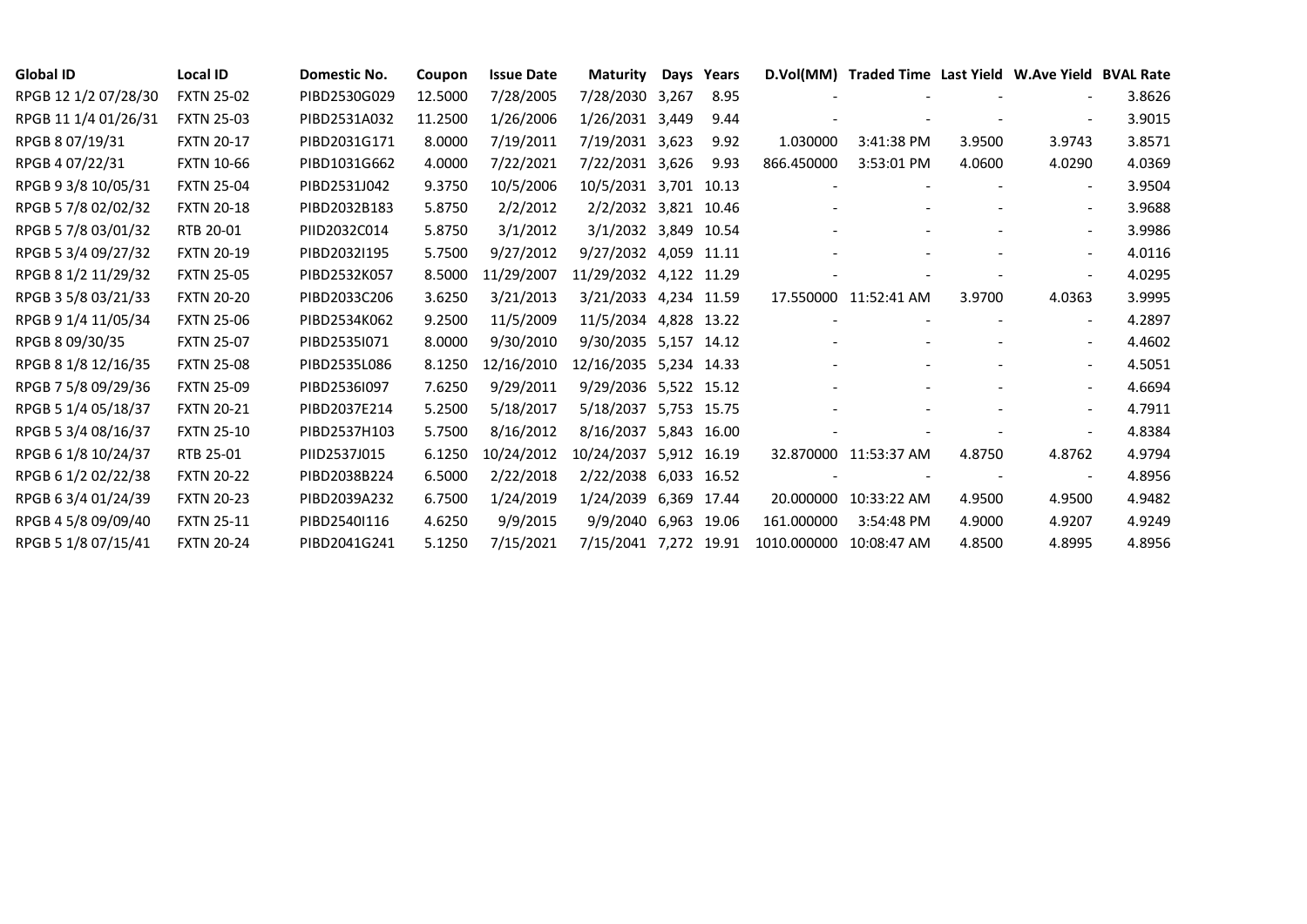| Global ID | Local ID | Domestic No. | Coupon | Issue Date | Maturity | Days | Years | D.Vol(MM) | Traded Time | Last Yield | W.Ave Yield | BVAL Rate |
|---|---|---|---|---|---|---|---|---|---|---|---|---|
| RPGB 12 1/2 07/28/30 | FXTN 25-02 | PIBD2530G029 | 12.5000 | 7/28/2005 | 7/28/2030 | 3,267 | 8.95 | - | - | - | - | 3.8626 |
| RPGB 11 1/4 01/26/31 | FXTN 25-03 | PIBD2531A032 | 11.2500 | 1/26/2006 | 1/26/2031 | 3,449 | 9.44 | - | - | - | - | 3.9015 |
| RPGB 8 07/19/31 | FXTN 20-17 | PIBD2031G171 | 8.0000 | 7/19/2011 | 7/19/2031 | 3,623 | 9.92 | 1.030000 | 3:41:38 PM | 3.9500 | 3.9743 | 3.8571 |
| RPGB 4 07/22/31 | FXTN 10-66 | PIBD1031G662 | 4.0000 | 7/22/2021 | 7/22/2031 | 3,626 | 9.93 | 866.450000 | 3:53:01 PM | 4.0600 | 4.0290 | 4.0369 |
| RPGB 9 3/8 10/05/31 | FXTN 25-04 | PIBD2531J042 | 9.3750 | 10/5/2006 | 10/5/2031 | 3,701 | 10.13 | - | - | - | - | 3.9504 |
| RPGB 5 7/8 02/02/32 | FXTN 20-18 | PIBD2032B183 | 5.8750 | 2/2/2012 | 2/2/2032 | 3,821 | 10.46 | - | - | - | - | 3.9688 |
| RPGB 5 7/8 03/01/32 | RTB 20-01 | PIID2032C014 | 5.8750 | 3/1/2012 | 3/1/2032 | 3,849 | 10.54 | - | - | - | - | 3.9986 |
| RPGB 5 3/4 09/27/32 | FXTN 20-19 | PIBD2032I195 | 5.7500 | 9/27/2012 | 9/27/2032 | 4,059 | 11.11 | - | - | - | - | 4.0116 |
| RPGB 8 1/2 11/29/32 | FXTN 25-05 | PIBD2532K057 | 8.5000 | 11/29/2007 | 11/29/2032 | 4,122 | 11.29 | - | - | - | - | 4.0295 |
| RPGB 3 5/8 03/21/33 | FXTN 20-20 | PIBD2033C206 | 3.6250 | 3/21/2013 | 3/21/2033 | 4,234 | 11.59 | 17.550000 | 11:52:41 AM | 3.9700 | 4.0363 | 3.9995 |
| RPGB 9 1/4 11/05/34 | FXTN 25-06 | PIBD2534K062 | 9.2500 | 11/5/2009 | 11/5/2034 | 4,828 | 13.22 | - | - | - | - | 4.2897 |
| RPGB 8 09/30/35 | FXTN 25-07 | PIBD2535I071 | 8.0000 | 9/30/2010 | 9/30/2035 | 5,157 | 14.12 | - | - | - | - | 4.4602 |
| RPGB 8 1/8 12/16/35 | FXTN 25-08 | PIBD2535L086 | 8.1250 | 12/16/2010 | 12/16/2035 | 5,234 | 14.33 | - | - | - | - | 4.5051 |
| RPGB 7 5/8 09/29/36 | FXTN 25-09 | PIBD2536I097 | 7.6250 | 9/29/2011 | 9/29/2036 | 5,522 | 15.12 | - | - | - | - | 4.6694 |
| RPGB 5 1/4 05/18/37 | FXTN 20-21 | PIBD2037E214 | 5.2500 | 5/18/2017 | 5/18/2037 | 5,753 | 15.75 | - | - | - | - | 4.7911 |
| RPGB 5 3/4 08/16/37 | FXTN 25-10 | PIBD2537H103 | 5.7500 | 8/16/2012 | 8/16/2037 | 5,843 | 16.00 | - | - | - | - | 4.8384 |
| RPGB 6 1/8 10/24/37 | RTB 25-01 | PIID2537J015 | 6.1250 | 10/24/2012 | 10/24/2037 | 5,912 | 16.19 | 32.870000 | 11:53:37 AM | 4.8750 | 4.8762 | 4.9794 |
| RPGB 6 1/2 02/22/38 | FXTN 20-22 | PIBD2038B224 | 6.5000 | 2/22/2018 | 2/22/2038 | 6,033 | 16.52 | - | - | - | - | 4.8956 |
| RPGB 6 3/4 01/24/39 | FXTN 20-23 | PIBD2039A232 | 6.7500 | 1/24/2019 | 1/24/2039 | 6,369 | 17.44 | 20.000000 | 10:33:22 AM | 4.9500 | 4.9500 | 4.9482 |
| RPGB 4 5/8 09/09/40 | FXTN 25-11 | PIBD2540I116 | 4.6250 | 9/9/2015 | 9/9/2040 | 6,963 | 19.06 | 161.000000 | 3:54:48 PM | 4.9000 | 4.9207 | 4.9249 |
| RPGB 5 1/8 07/15/41 | FXTN 20-24 | PIBD2041G241 | 5.1250 | 7/15/2021 | 7/15/2041 | 7,272 | 19.91 | 1010.000000 | 10:08:47 AM | 4.8500 | 4.8995 | 4.8956 |